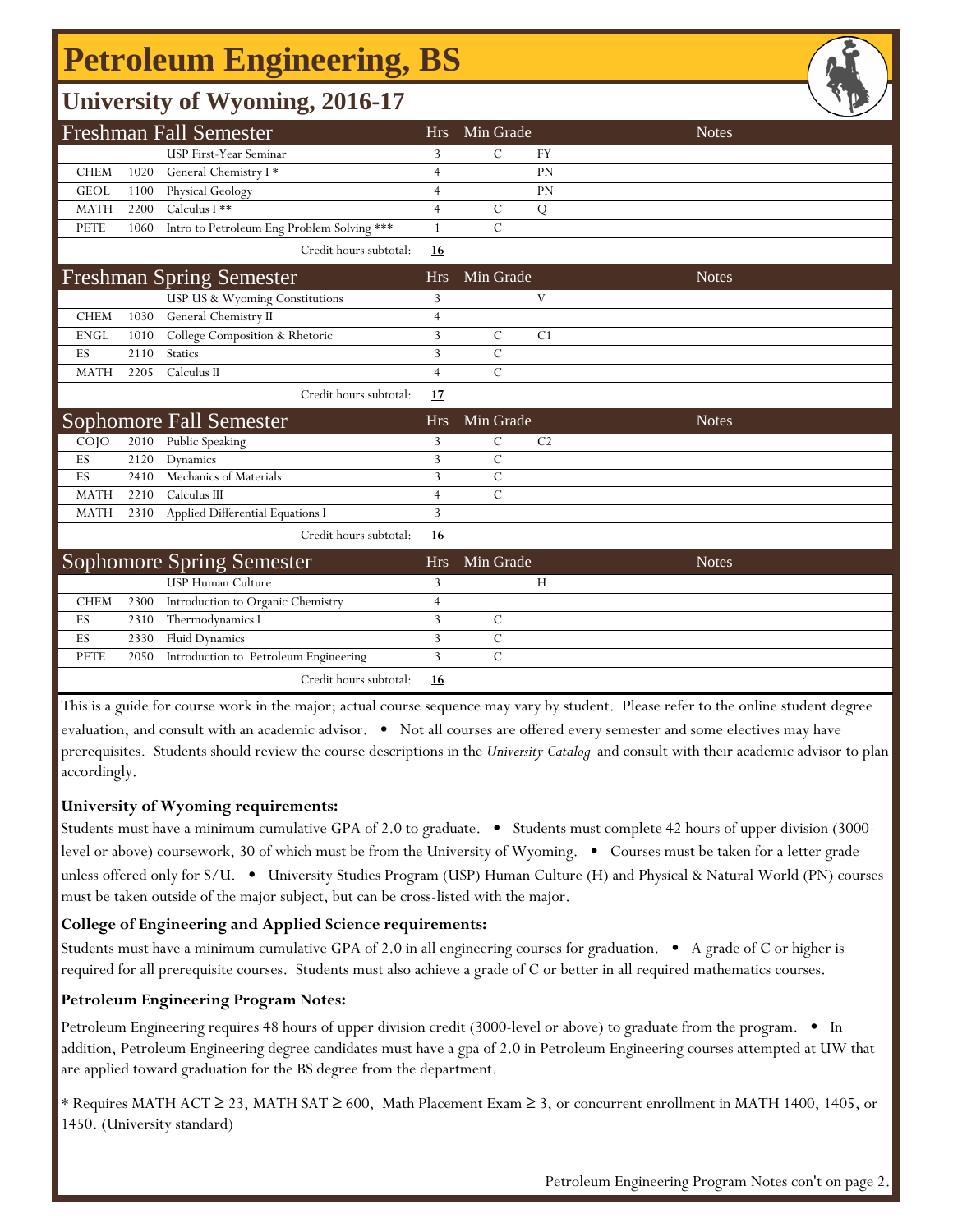# Petroleum Engineering, BS

## University of Wyoming, 2016-17

| Freshman Fall Semester | | | Hrs | Min Grade | | Notes |
|---|---|---|---|---|---|---|
| | | USP First-Year Seminar | 3 | C | FY | |
| CHEM | 1020 | General Chemistry I * | 4 | | PN | |
| GEOL | 1100 | Physical Geology | 4 | | PN | |
| MATH | 2200 | Calculus I ** | 4 | C | Q | |
| PETE | 1060 | Intro to Petroleum Eng Problem Solving *** | 1 | C | | |
| | | Credit hours subtotal: | **16** | | | |

| Freshman Spring Semester | | | Hrs | Min Grade | | Notes |
|---|---|---|---|---|---|---|
| | | USP US & Wyoming Constitutions | 3 | | V | |
| CHEM | 1030 | General Chemistry II | 4 | | | |
| ENGL | 1010 | College Composition & Rhetoric | 3 | C | C1 | |
| ES | 2110 | Statics | 3 | C | | |
| MATH | 2205 | Calculus II | 4 | C | | |
| | | Credit hours subtotal: | **17** | | | |

| Sophomore Fall Semester | | | Hrs | Min Grade | | Notes |
|---|---|---|---|---|---|---|
| COJO | 2010 | Public Speaking | 3 | C | C2 | |
| ES | 2120 | Dynamics | 3 | C | | |
| ES | 2410 | Mechanics of Materials | 3 | C | | |
| MATH | 2210 | Calculus III | 4 | C | | |
| MATH | 2310 | Applied Differential Equations I | 3 | | | |
| | | Credit hours subtotal: | **16** | | | |

| Sophomore Spring Semester | | | Hrs | Min Grade | | Notes |
|---|---|---|---|---|---|---|
| | | USP Human Culture | 3 | | H | |
| CHEM | 2300 | Introduction to Organic Chemistry | 4 | | | |
| ES | 2310 | Thermodynamics I | 3 | C | | |
| ES | 2330 | Fluid Dynamics | 3 | C | | |
| PETE | 2050 | Introduction to Petroleum Engineering | 3 | C | | |
| | | Credit hours subtotal: | **16** | | | |

This is a guide for course work in the major; actual course sequence may vary by student. Please refer to the online student degree evaluation, and consult with an academic advisor. • Not all courses are offered every semester and some electives may have prerequisites. Students should review the course descriptions in the *University Catalog* and consult with their academic advisor to plan accordingly.

**University of Wyoming requirements:**

Students must have a minimum cumulative GPA of 2.0 to graduate. • Students must complete 42 hours of upper division (3000-level or above) coursework, 30 of which must be from the University of Wyoming. • Courses must be taken for a letter grade unless offered only for S/U. • University Studies Program (USP) Human Culture (H) and Physical & Natural World (PN) courses must be taken outside of the major subject, but can be cross-listed with the major.

**College of Engineering and Applied Science requirements:**

Students must have a minimum cumulative GPA of 2.0 in all engineering courses for graduation. • A grade of C or higher is required for all prerequisite courses. Students must also achieve a grade of C or better in all required mathematics courses.

**Petroleum Engineering Program Notes:**

Petroleum Engineering requires 48 hours of upper division credit (3000-level or above) to graduate from the program. • In addition, Petroleum Engineering degree candidates must have a gpa of 2.0 in Petroleum Engineering courses attempted at UW that are applied toward graduation for the BS degree from the department.

* Requires MATH ACT ≥ 23, MATH SAT ≥ 600, Math Placement Exam ≥ 3, or concurrent enrollment in MATH 1400, 1405, or 1450. (University standard)

Petroleum Engineering Program Notes con't on page 2.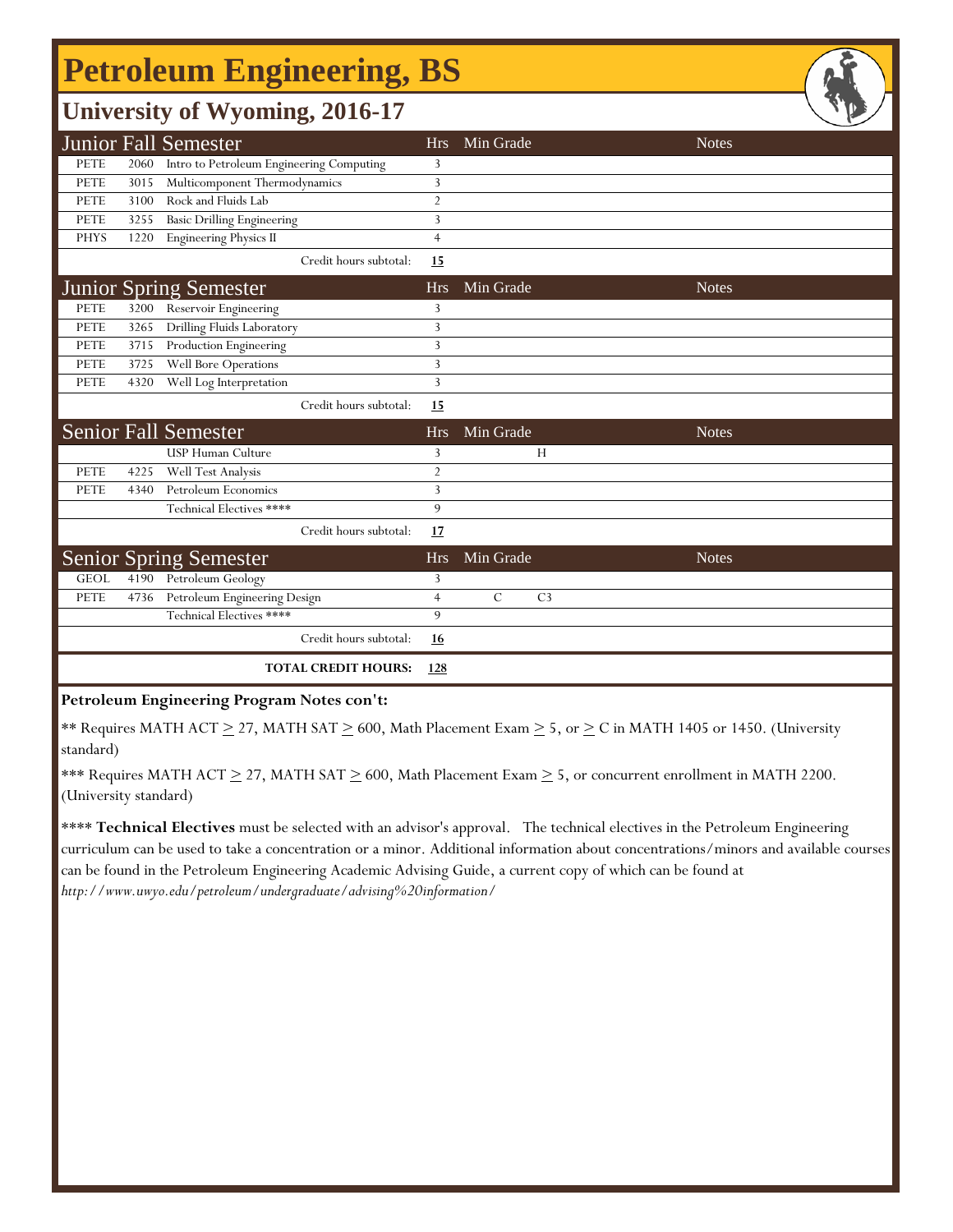# Petroleum Engineering, BS

## University of Wyoming, 2016-17

| Junior Fall Semester | | | Hrs | Min Grade | | Notes |
|---|---|---|---|---|---|---|
| PETE | 2060 | Intro to Petroleum Engineering Computing | 3 | | | |
| PETE | 3015 | Multicomponent Thermodynamics | 3 | | | |
| PETE | 3100 | Rock and Fluids Lab | 2 | | | |
| PETE | 3255 | Basic Drilling Engineering | 3 | | | |
| PHYS | 1220 | Engineering Physics II | 4 | | | |
| | | Credit hours subtotal: | **15** | | | |

| Junior Spring Semester | | | Hrs | Min Grade | | Notes |
|---|---|---|---|---|---|---|
| PETE | 3200 | Reservoir Engineering | 3 | | | |
| PETE | 3265 | Drilling Fluids Laboratory | 3 | | | |
| PETE | 3715 | Production Engineering | 3 | | | |
| PETE | 3725 | Well Bore Operations | 3 | | | |
| PETE | 4320 | Well Log Interpretation | 3 | | | |
| | | Credit hours subtotal: | **15** | | | |

| Senior Fall Semester | | | Hrs | Min Grade | | Notes |
|---|---|---|---|---|---|---|
| | | USP Human Culture | 3 | | H | |
| PETE | 4225 | Well Test Analysis | 2 | | | |
| PETE | 4340 | Petroleum Economics | 3 | | | |
| | | Technical Electives **** | 9 | | | |
| | | Credit hours subtotal: | **17** | | | |

| Senior Spring Semester | | | Hrs | Min Grade | | Notes |
|---|---|---|---|---|---|---|
| GEOL | 4190 | Petroleum Geology | 3 | | | |
| PETE | 4736 | Petroleum Engineering Design | 4 | C | C3 | |
| | | Technical Electives **** | 9 | | | |
| | | Credit hours subtotal: | **16** | | | |
| | | **TOTAL CREDIT HOURS:** | **128** | | | |

**Petroleum Engineering Program Notes con't:**

** Requires MATH ACT ≥ 27, MATH SAT ≥ 600, Math Placement Exam ≥ 5, or ≥ C in MATH 1405 or 1450. (University standard)

*** Requires MATH ACT ≥ 27, MATH SAT ≥ 600, Math Placement Exam ≥ 5, or concurrent enrollment in MATH 2200. (University standard)

**** **Technical Electives** must be selected with an advisor's approval. The technical electives in the Petroleum Engineering curriculum can be used to take a concentration or a minor. Additional information about concentrations/minors and available courses can be found in the Petroleum Engineering Academic Advising Guide, a current copy of which can be found at *http://www.uwyo.edu/petroleum/undergraduate/advising%20information/*